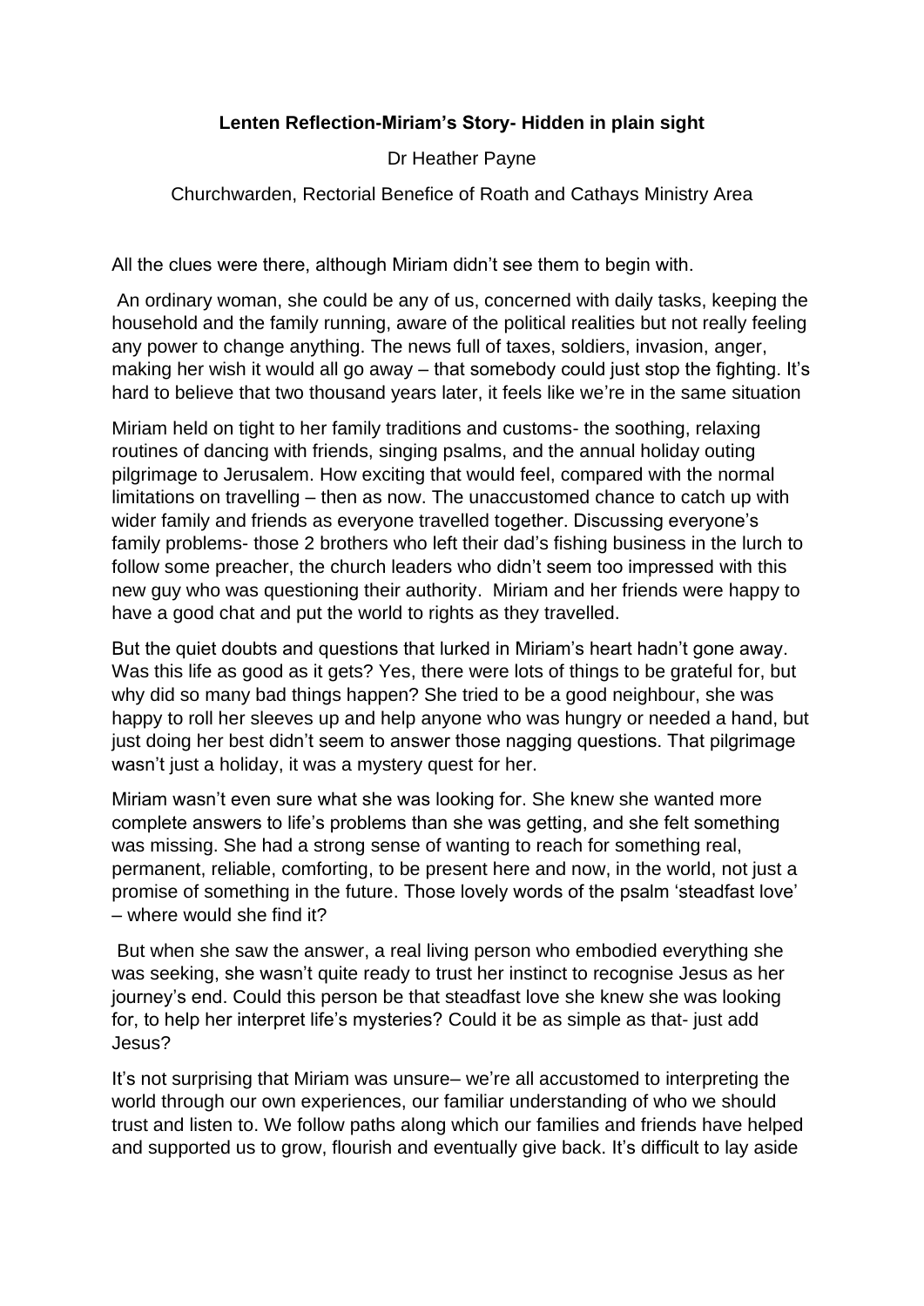**Lenten Reflection-Miriam's Story- Hidden in plain sight**

Dr Heather Payne

Churchwarden, Rectorial Benefice of Roath and Cathays Ministry Area

All the clues were there, although Miriam didn't see them to begin with.

An ordinary woman, she could be any of us, concerned with daily tasks, keeping the household and the family running, aware of the political realities but not really feeling any power to change anything. The news full of taxes, soldiers, invasion, anger, making her wish it would all go away – that somebody could just stop the fighting. It's hard to believe that two thousand years later, it feels like we're in the same situation

Miriam held on tight to her family traditions and customs- the soothing, relaxing routines of dancing with friends, singing psalms, and the annual holiday outing pilgrimage to Jerusalem. How exciting that would feel, compared with the normal limitations on travelling – then as now. The unaccustomed chance to catch up with wider family and friends as everyone travelled together. Discussing everyone's family problems- those 2 brothers who left their dad's fishing business in the lurch to follow some preacher, the church leaders who didn't seem too impressed with this new guy who was questioning their authority. Miriam and her friends were happy to have a good chat and put the world to rights as they travelled.

But the quiet doubts and questions that lurked in Miriam's heart hadn't gone away. Was this life as good as it gets? Yes, there were lots of things to be grateful for, but why did so many bad things happen? She tried to be a good neighbour, she was happy to roll her sleeves up and help anyone who was hungry or needed a hand, but just doing her best didn't seem to answer those nagging questions. That pilgrimage wasn't just a holiday, it was a mystery quest for her.

Miriam wasn't even sure what she was looking for. She knew she wanted more complete answers to life's problems than she was getting, and she felt something was missing. She had a strong sense of wanting to reach for something real, permanent, reliable, comforting, to be present here and now, in the world, not just a promise of something in the future. Those lovely words of the psalm 'steadfast love' – where would she find it?

But when she saw the answer, a real living person who embodied everything she was seeking, she wasn't quite ready to trust her instinct to recognise Jesus as her journey's end. Could this person be that steadfast love she knew she was looking for, to help her interpret life's mysteries? Could it be as simple as that- just add Jesus?

It's not surprising that Miriam was unsure– we're all accustomed to interpreting the world through our own experiences, our familiar understanding of who we should trust and listen to. We follow paths along which our families and friends have helped and supported us to grow, flourish and eventually give back. It's difficult to lay aside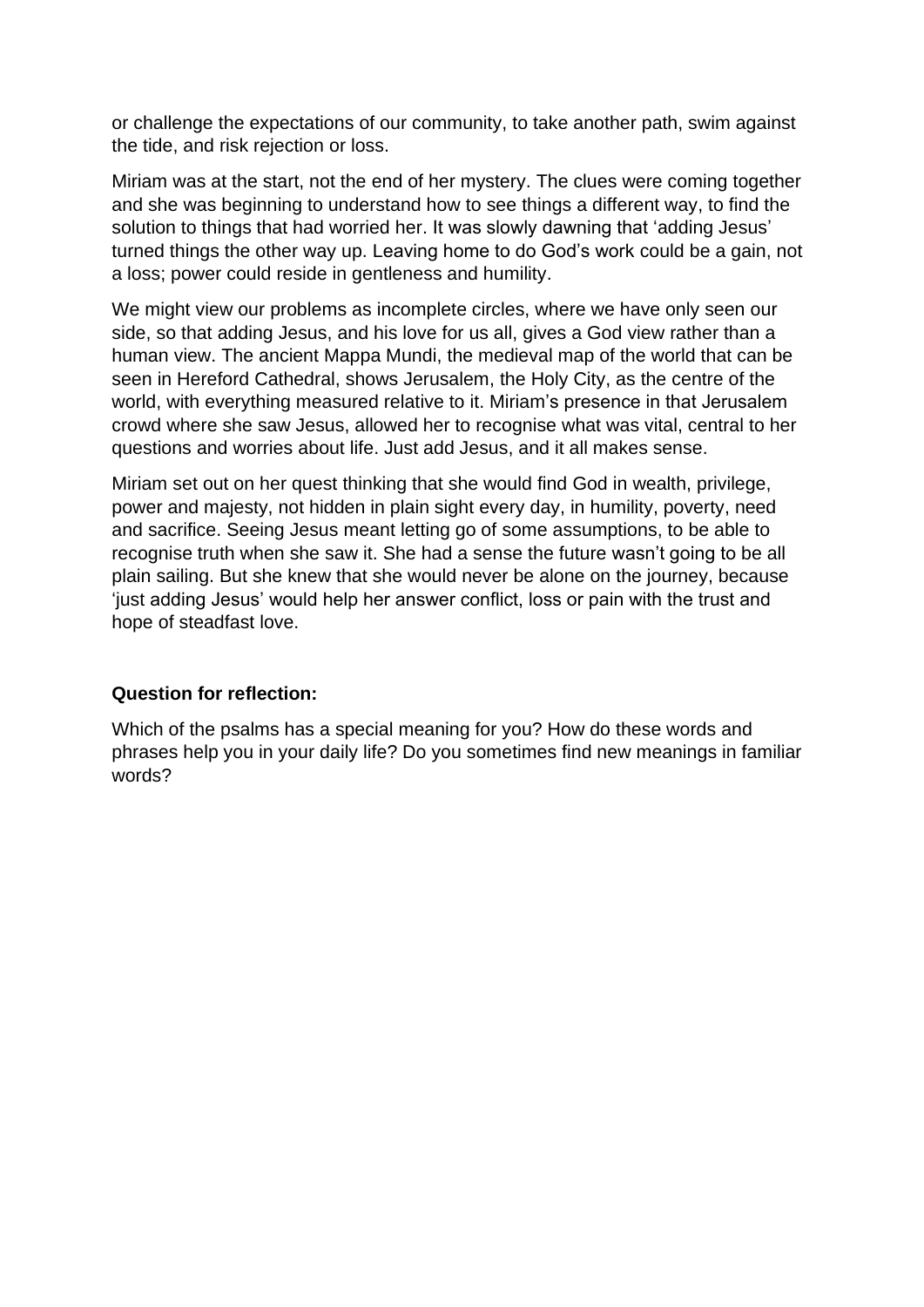or challenge the expectations of our community, to take another path, swim against the tide, and risk rejection or loss.

Miriam was at the start, not the end of her mystery. The clues were coming together and she was beginning to understand how to see things a different way, to find the solution to things that had worried her. It was slowly dawning that 'adding Jesus' turned things the other way up. Leaving home to do God's work could be a gain, not a loss; power could reside in gentleness and humility.

We might view our problems as incomplete circles, where we have only seen our side, so that adding Jesus, and his love for us all, gives a God view rather than a human view. The ancient Mappa Mundi, the medieval map of the world that can be seen in Hereford Cathedral, shows Jerusalem, the Holy City, as the centre of the world, with everything measured relative to it. Miriam's presence in that Jerusalem crowd where she saw Jesus, allowed her to recognise what was vital, central to her questions and worries about life. Just add Jesus, and it all makes sense.

Miriam set out on her quest thinking that she would find God in wealth, privilege, power and majesty, not hidden in plain sight every day, in humility, poverty, need and sacrifice. Seeing Jesus meant letting go of some assumptions, to be able to recognise truth when she saw it. She had a sense the future wasn't going to be all plain sailing. But she knew that she would never be alone on the journey, because 'just adding Jesus' would help her answer conflict, loss or pain with the trust and hope of steadfast love.

**Question for reflection:**

Which of the psalms has a special meaning for you? How do these words and phrases help you in your daily life? Do you sometimes find new meanings in familiar words?